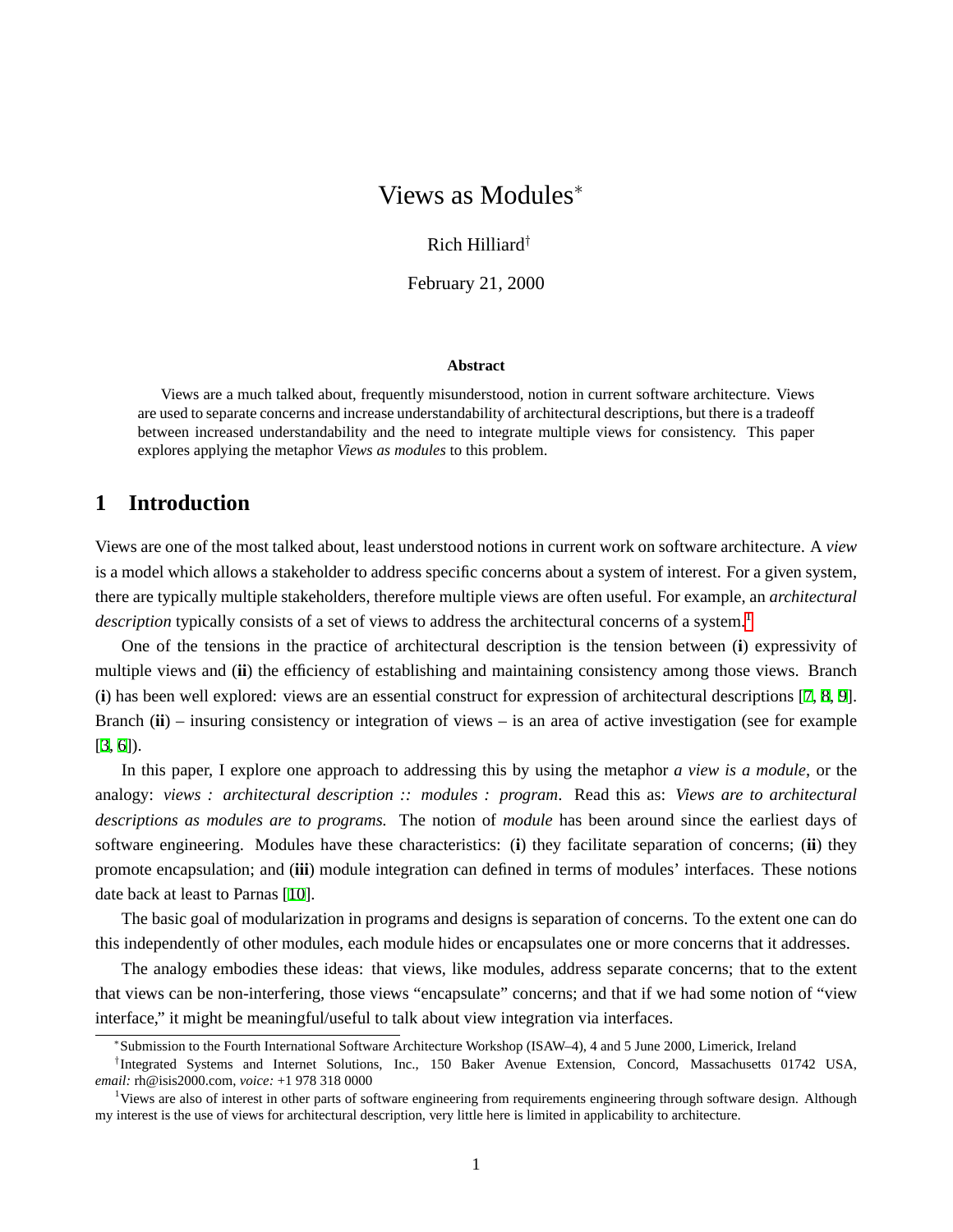# Views as Modules*

Rich Hilliard†

February 21, 2000

### Abstract

Views are a much talked about, frequently misunderstood, notion in current software architecture. Views are used to separate concerns and increase understandability of architectural descriptions, but there is a tradeoff between increased understandability and the need to integrate multiple views for consistency. This paper explores applying the metaphor *Views as modules* to this problem.

## 1 Introduction

Views are one of the most talked about, least understood notions in current work on software architecture. A *view* is a model which allows a stakeholder to address specific concerns about a system of interest. For a given system, there are typically multiple stakeholders, therefore multiple views are often useful. For example, an *architectural description* typically consists of a set of views to address the architectural concerns of a system.[1]

One of the tensions in the practice of architectural description is the tension between (**i**) expressivity of multiple views and (**ii**) the efficiency of establishing and maintaining consistency among those views. Branch (**i**) has been well explored: views are an essential construct for expression of architectural descriptions [7, 8, 9]. Branch (**ii**) – insuring consistency or integration of views – is an area of active investigation (see for example [3, 6]).

In this paper, I explore one approach to addressing this by using the metaphor *a view is a module*, or the analogy: *views : architectural description :: modules : program*. Read this as: *Views are to architectural descriptions as modules are to programs.* The notion of *module* has been around since the earliest days of software engineering. Modules have these characteristics: (**i**) they facilitate separation of concerns; (**ii**) they promote encapsulation; and (**iii**) module integration can defined in terms of modules' interfaces. These notions date back at least to Parnas [10].

The basic goal of modularization in programs and designs is separation of concerns. To the extent one can do this independently of other modules, each module hides or encapsulates one or more concerns that it addresses.

The analogy embodies these ideas: that views, like modules, address separate concerns; that to the extent that views can be non-interfering, those views "encapsulate" concerns; and that if we had some notion of "view interface," it might be meaningful/useful to talk about view integration via interfaces.

---

*Submission to the Fourth International Software Architecture Workshop (ISAW–4), 4 and 5 June 2000, Limerick, Ireland

†Integrated Systems and Internet Solutions, Inc., 150 Baker Avenue Extension, Concord, Massachusetts 01742 USA, *email:* rh@isis2000.com, *voice:* +1 978 318 0000

[1] Views are also of interest in other parts of software engineering from requirements engineering through software design. Although my interest is the use of views for architectural description, very little here is limited in applicability to architecture.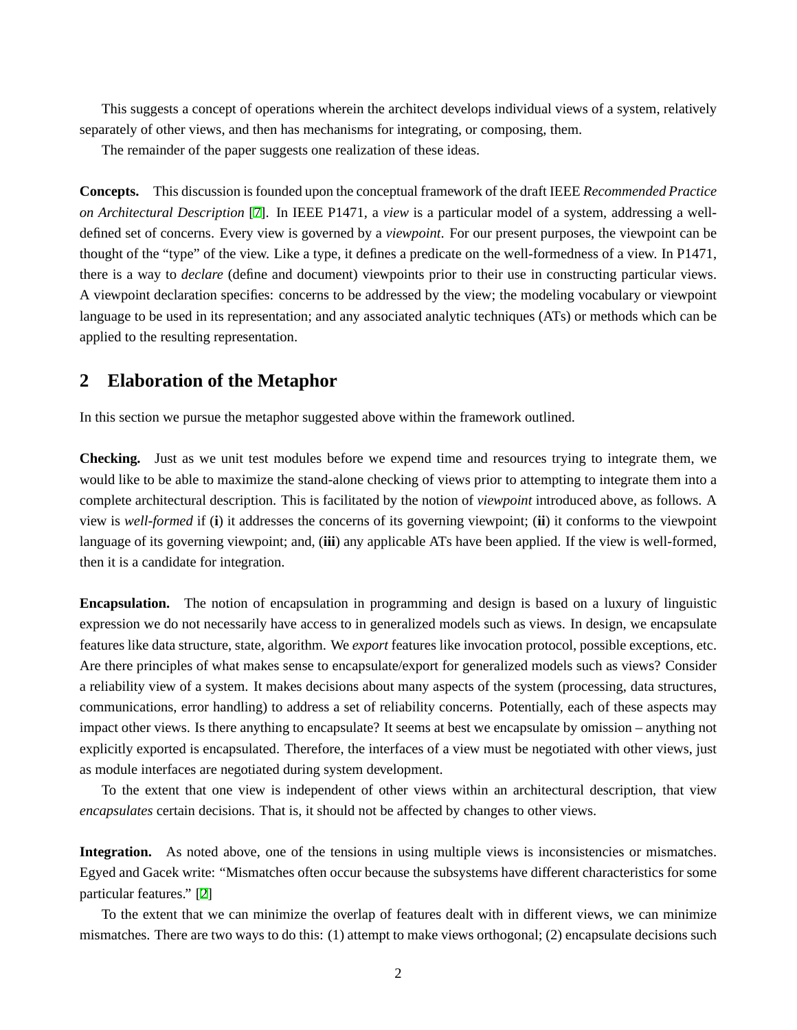This suggests a concept of operations wherein the architect develops individual views of a system, relatively separately of other views, and then has mechanisms for integrating, or composing, them.

The remainder of the paper suggests one realization of these ideas.

**Concepts.** This discussion is founded upon the conceptual framework of the draft IEEE *Recommended Practice on Architectural Description* [7]. In IEEE P1471, a *view* is a particular model of a system, addressing a well-defined set of concerns. Every view is governed by a *viewpoint*. For our present purposes, the viewpoint can be thought of the "type" of the view. Like a type, it defines a predicate on the well-formedness of a view. In P1471, there is a way to *declare* (define and document) viewpoints prior to their use in constructing particular views. A viewpoint declaration specifies: concerns to be addressed by the view; the modeling vocabulary or viewpoint language to be used in its representation; and any associated analytic techniques (ATs) or methods which can be applied to the resulting representation.

## 2 Elaboration of the Metaphor

In this section we pursue the metaphor suggested above within the framework outlined.

**Checking.** Just as we unit test modules before we expend time and resources trying to integrate them, we would like to be able to maximize the stand-alone checking of views prior to attempting to integrate them into a complete architectural description. This is facilitated by the notion of *viewpoint* introduced above, as follows. A view is *well-formed* if (**i**) it addresses the concerns of its governing viewpoint; (**ii**) it conforms to the viewpoint language of its governing viewpoint; and, (**iii**) any applicable ATs have been applied. If the view is well-formed, then it is a candidate for integration.

**Encapsulation.** The notion of encapsulation in programming and design is based on a luxury of linguistic expression we do not necessarily have access to in generalized models such as views. In design, we encapsulate features like data structure, state, algorithm. We *export* features like invocation protocol, possible exceptions, etc. Are there principles of what makes sense to encapsulate/export for generalized models such as views? Consider a reliability view of a system. It makes decisions about many aspects of the system (processing, data structures, communications, error handling) to address a set of reliability concerns. Potentially, each of these aspects may impact other views. Is there anything to encapsulate? It seems at best we encapsulate by omission – anything not explicitly exported is encapsulated. Therefore, the interfaces of a view must be negotiated with other views, just as module interfaces are negotiated during system development.

To the extent that one view is independent of other views within an architectural description, that view *encapsulates* certain decisions. That is, it should not be affected by changes to other views.

**Integration.** As noted above, one of the tensions in using multiple views is inconsistencies or mismatches. Egyed and Gacek write: "Mismatches often occur because the subsystems have different characteristics for some particular features." [2]

To the extent that we can minimize the overlap of features dealt with in different views, we can minimize mismatches. There are two ways to do this: (1) attempt to make views orthogonal; (2) encapsulate decisions such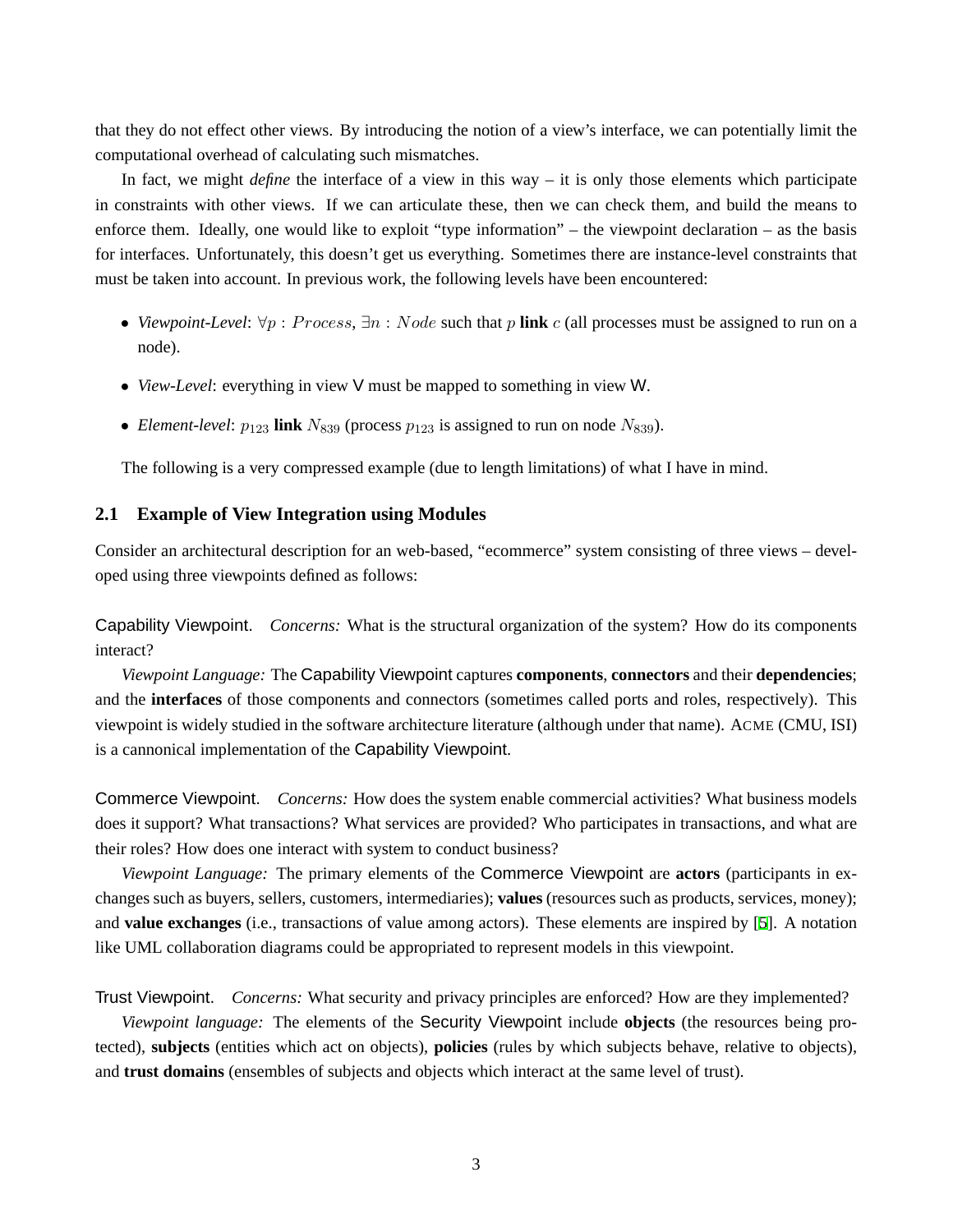that they do not effect other views. By introducing the notion of a view's interface, we can potentially limit the computational overhead of calculating such mismatches.

In fact, we might *define* the interface of a view in this way – it is only those elements which participate in constraints with other views. If we can articulate these, then we can check them, and build the means to enforce them. Ideally, one would like to exploit "type information" – the viewpoint declaration – as the basis for interfaces. Unfortunately, this doesn't get us everything. Sometimes there are instance-level constraints that must be taken into account. In previous work, the following levels have been encountered:

- *Viewpoint-Level*: $\forall p : Process$, $\exists n : Node$ such that $p$ **link** $c$ (all processes must be assigned to run on a node).
- *View-Level*: everything in view V must be mapped to something in view W.
- *Element-level*: $p_{123}$ **link** $N_{839}$ (process $p_{123}$ is assigned to run on node $N_{839}$).

The following is a very compressed example (due to length limitations) of what I have in mind.

## 2.1 Example of View Integration using Modules

Consider an architectural description for an web-based, "ecommerce" system consisting of three views – developed using three viewpoints defined as follows:

Capability Viewpoint. *Concerns:* What is the structural organization of the system? How do its components interact?

*Viewpoint Language:* The Capability Viewpoint captures **components**, **connectors** and their **dependencies**; and the **interfaces** of those components and connectors (sometimes called ports and roles, respectively). This viewpoint is widely studied in the software architecture literature (although under that name). ACME (CMU, ISI) is a cannonical implementation of the Capability Viewpoint.

Commerce Viewpoint. *Concerns:* How does the system enable commercial activities? What business models does it support? What transactions? What services are provided? Who participates in transactions, and what are their roles? How does one interact with system to conduct business?

*Viewpoint Language:* The primary elements of the Commerce Viewpoint are **actors** (participants in exchanges such as buyers, sellers, customers, intermediaries); **values** (resources such as products, services, money); and **value exchanges** (i.e., transactions of value among actors). These elements are inspired by [5]. A notation like UML collaboration diagrams could be appropriated to represent models in this viewpoint.

Trust Viewpoint. *Concerns:* What security and privacy principles are enforced? How are they implemented?

*Viewpoint language:* The elements of the Security Viewpoint include **objects** (the resources being protected), **subjects** (entities which act on objects), **policies** (rules by which subjects behave, relative to objects), and **trust domains** (ensembles of subjects and objects which interact at the same level of trust).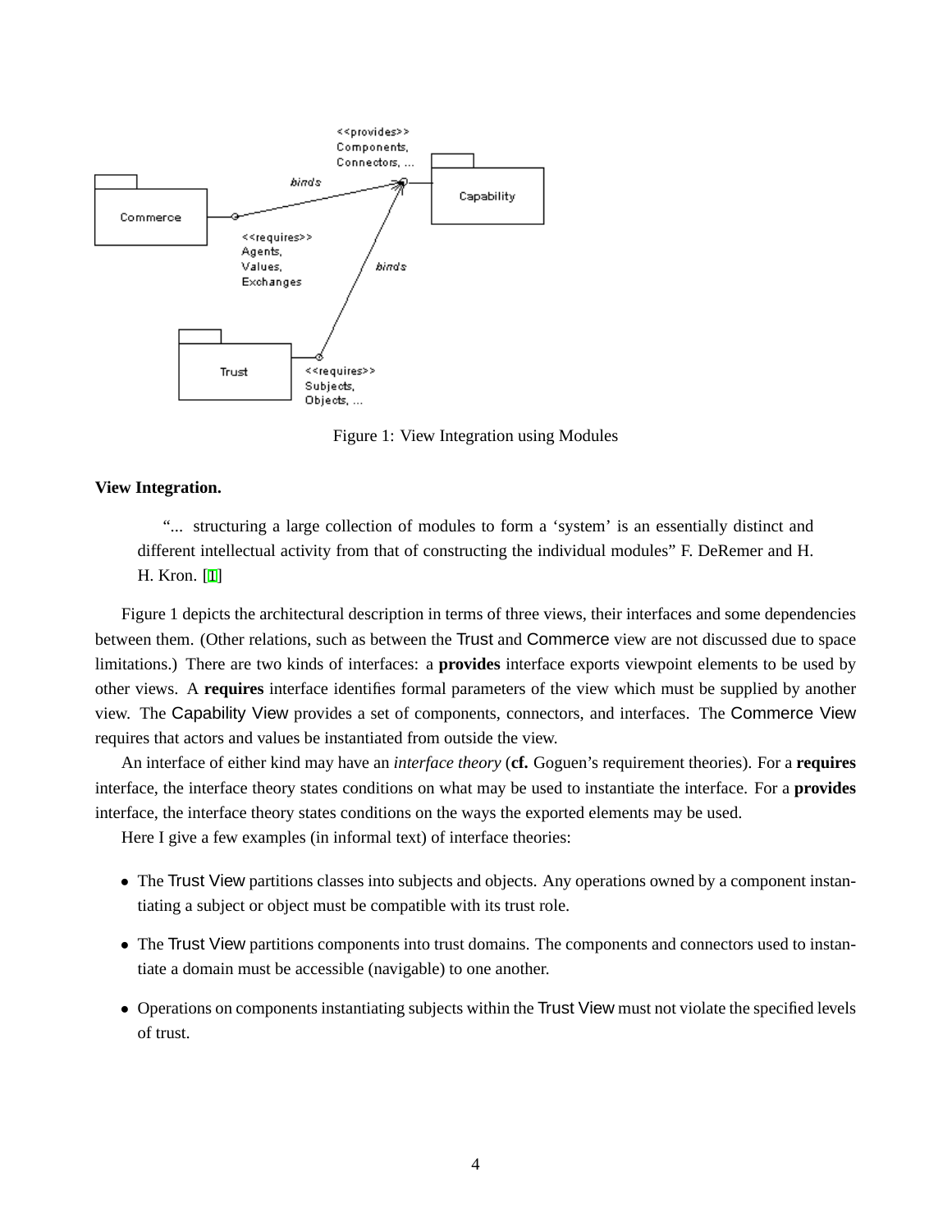Figure 1: View Integration using Modules

**View Integration.**

> "... structuring a large collection of modules to form a 'system' is an essentially distinct and different intellectual activity from that of constructing the individual modules" F. DeRemer and H. H. Kron. [1]

Figure 1 depicts the architectural description in terms of three views, their interfaces and some dependencies between them. (Other relations, such as between the Trust and Commerce view are not discussed due to space limitations.) There are two kinds of interfaces: a **provides** interface exports viewpoint elements to be used by other views. A **requires** interface identifies formal parameters of the view which must be supplied by another view. The Capability View provides a set of components, connectors, and interfaces. The Commerce View requires that actors and values be instantiated from outside the view.

An interface of either kind may have an *interface theory* (**cf.** Goguen's requirement theories). For a **requires** interface, the interface theory states conditions on what may be used to instantiate the interface. For a **provides** interface, the interface theory states conditions on the ways the exported elements may be used.

Here I give a few examples (in informal text) of interface theories:

- The Trust View partitions classes into subjects and objects. Any operations owned by a component instantiating a subject or object must be compatible with its trust role.
- The Trust View partitions components into trust domains. The components and connectors used to instantiate a domain must be accessible (navigable) to one another.
- Operations on components instantiating subjects within the Trust View must not violate the specified levels of trust.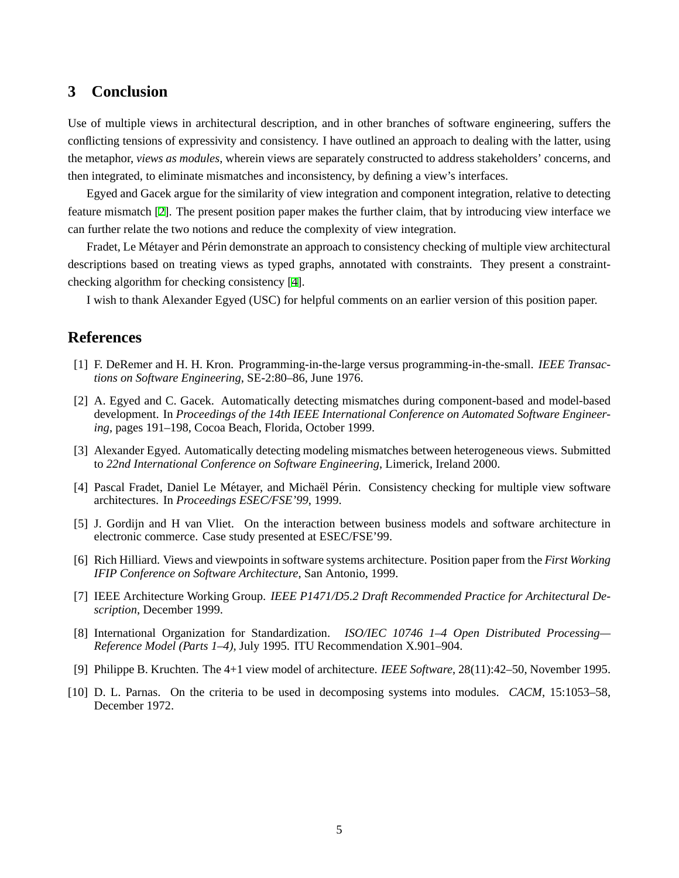## 3 Conclusion

Use of multiple views in architectural description, and in other branches of software engineering, suffers the conflicting tensions of expressivity and consistency. I have outlined an approach to dealing with the latter, using the metaphor, *views as modules*, wherein views are separately constructed to address stakeholders' concerns, and then integrated, to eliminate mismatches and inconsistency, by defining a view's interfaces.

Egyed and Gacek argue for the similarity of view integration and component integration, relative to detecting feature mismatch [2]. The present position paper makes the further claim, that by introducing view interface we can further relate the two notions and reduce the complexity of view integration.

Fradet, Le Métayer and Périn demonstrate an approach to consistency checking of multiple view architectural descriptions based on treating views as typed graphs, annotated with constraints. They present a constraint-checking algorithm for checking consistency [4].

I wish to thank Alexander Egyed (USC) for helpful comments on an earlier version of this position paper.

## References

[1] F. DeRemer and H. H. Kron. Programming-in-the-large versus programming-in-the-small. *IEEE Transactions on Software Engineering*, SE-2:80–86, June 1976.

[2] A. Egyed and C. Gacek. Automatically detecting mismatches during component-based and model-based development. In *Proceedings of the 14th IEEE International Conference on Automated Software Engineering*, pages 191–198, Cocoa Beach, Florida, October 1999.

[3] Alexander Egyed. Automatically detecting modeling mismatches between heterogeneous views. Submitted to *22nd International Conference on Software Engineering*, Limerick, Ireland 2000.

[4] Pascal Fradet, Daniel Le Métayer, and Michaël Périn. Consistency checking for multiple view software architectures. In *Proceedings ESEC/FSE'99*, 1999.

[5] J. Gordijn and H van Vliet. On the interaction between business models and software architecture in electronic commerce. Case study presented at ESEC/FSE'99.

[6] Rich Hilliard. Views and viewpoints in software systems architecture. Position paper from the *First Working IFIP Conference on Software Architecture*, San Antonio, 1999.

[7] IEEE Architecture Working Group. *IEEE P1471/D5.2 Draft Recommended Practice for Architectural Description*, December 1999.

[8] International Organization for Standardization. *ISO/IEC 10746 1–4 Open Distributed Processing—Reference Model (Parts 1–4)*, July 1995. ITU Recommendation X.901–904.

[9] Philippe B. Kruchten. The 4+1 view model of architecture. *IEEE Software*, 28(11):42–50, November 1995.

[10] D. L. Parnas. On the criteria to be used in decomposing systems into modules. *CACM*, 15:1053–58, December 1972.